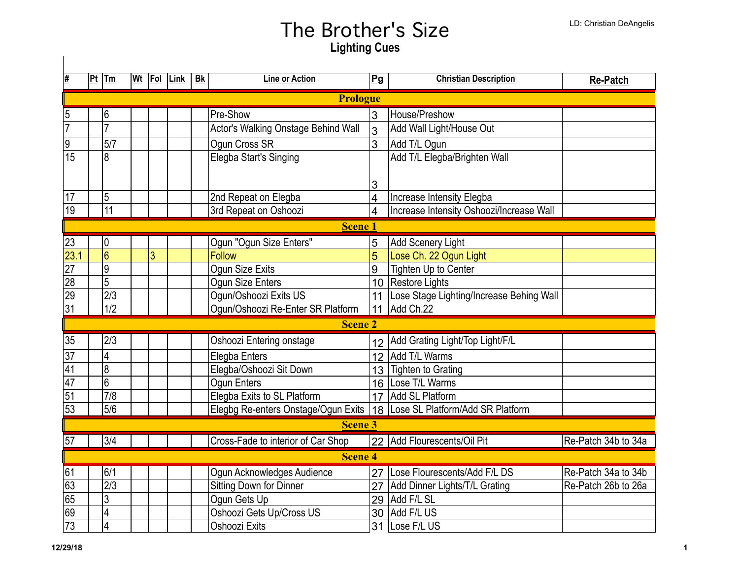# The Brother's Size

**Lighting Cues**

LD: Christian DeAngelis

| # | Pt | Tm | Wt | Fol | Link | Bk | Line or Action | Pg | Christian Description | Re-Patch |
|---|---|---|---|---|---|---|---|---|---|---|
| **Prologue** | | | | | | | | | | |
| 5 | | 6 | | | | | Pre-Show | 3 | House/Preshow | |
| 7 | | 7 | | | | | Actor's Walking Onstage Behind Wall | 3 | Add Wall Light/House Out | |
| 9 | | 5/7 | | | | | Ogun Cross SR | 3 | Add T/L Ogun | |
| 15 | | 8 | | | | | Elegba Start's Singing | 3 | Add T/L Elegba/Brighten Wall | |
| 17 | | 5 | | | | | 2nd Repeat on Elegba | 4 | Increase Intensity Elegba | |
| 19 | | 11 | | | | | 3rd Repeat on Oshoozi | 4 | Increase Intensity Oshoozi/Increase Wall | |
| **Scene 1** | | | | | | | | | | |
| 23 | | 0 | | | | | Ogun "Ogun Size Enters" | 5 | Add Scenery Light | |
| 23.1 | | 6 | | 3 | | | Follow | 5 | Lose Ch. 22 Ogun Light | |
| 27 | | 9 | | | | | Ogun Size Exits | 9 | Tighten Up to Center | |
| 28 | | 5 | | | | | Ogun Size Enters | 10 | Restore Lights | |
| 29 | | 2/3 | | | | | Ogun/Oshoozi Exits US | 11 | Lose Stage Lighting/Increase Behing Wall | |
| 31 | | 1/2 | | | | | Ogun/Oshoozi Re-Enter SR Platform | 11 | Add Ch.22 | |
| **Scene 2** | | | | | | | | | | |
| 35 | | 2/3 | | | | | Oshoozi Entering onstage | 12 | Add Grating Light/Top Light/F/L | |
| 37 | | 4 | | | | | Elegba Enters | 12 | Add T/L Warms | |
| 41 | | 8 | | | | | Elegba/Oshoozi Sit Down | 13 | Tighten to Grating | |
| 47 | | 6 | | | | | Ogun Enters | 16 | Lose T/L Warms | |
| 51 | | 7/8 | | | | | Elegba Exits to SL Platform | 17 | Add SL Platform | |
| 53 | | 5/6 | | | | | Elegbg Re-enters Onstage/Ogun Exits | 18 | Lose SL Platform/Add SR Platform | |
| **Scene 3** | | | | | | | | | | |
| 57 | | 3/4 | | | | | Cross-Fade to interior of Car Shop | 22 | Add Flourescents/Oil Pit | Re-Patch 34b to 34a |
| **Scene 4** | | | | | | | | | | |
| 61 | | 6/1 | | | | | Ogun Acknowledges Audience | 27 | Lose Flourescents/Add F/L DS | Re-Patch 34a to 34b |
| 63 | | 2/3 | | | | | Sitting Down for Dinner | 27 | Add Dinner Lights/T/L Grating | Re-Patch 26b to 26a |
| 65 | | 3 | | | | | Ogun Gets Up | 29 | Add F/L SL | |
| 69 | | 4 | | | | | Oshoozi Gets Up/Cross US | 30 | Add F/L US | |
| 73 | | 4 | | | | | Oshoozi Exits | 31 | Lose F/L US | |

12/29/18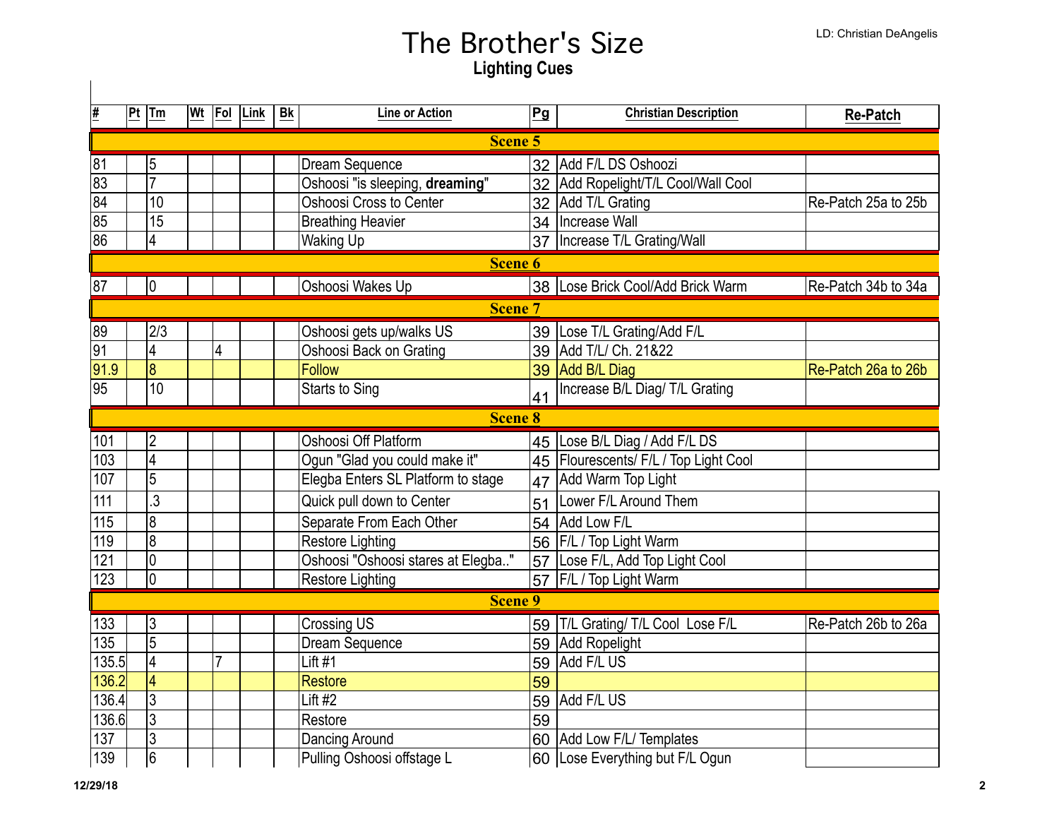# The Brother's Size

## Lighting Cues

LD: Christian DeAngelis

| # | Pt | Tm | Wt | Fol | Link | Bk | Line or Action | Pg | Christian Description | Re-Patch |
|---|---|---|---|---|---|---|---|---|---|---|
| **Scene 5** | | | | | | | | | | |
| 81 | | 5 | | | | | Dream Sequence | 32 | Add F/L DS Oshoozi | |
| 83 | | 7 | | | | | Oshoosi "is sleeping, **dreaming**" | 32 | Add Ropelight/T/L Cool/Wall Cool | |
| 84 | | 10 | | | | | Oshoosi Cross to Center | 32 | Add T/L Grating | Re-Patch 25a to 25b |
| 85 | | 15 | | | | | Breathing Heavier | 34 | Increase Wall | |
| 86 | | 4 | | | | | Waking Up | 37 | Increase T/L Grating/Wall | |
| **Scene 6** | | | | | | | | | | |
| 87 | | 0 | | | | | Oshoosi Wakes Up | 38 | Lose Brick Cool/Add Brick Warm | Re-Patch 34b to 34a |
| **Scene 7** | | | | | | | | | | |
| 89 | | 2/3 | | | | | Oshoosi gets up/walks US | 39 | Lose T/L Grating/Add F/L | |
| 91 | | 4 | | 4 | | | Oshoosi Back on Grating | 39 | Add T/L/ Ch. 21&22 | |
| 91.9 | | 8 | | | | | Follow | 39 | Add B/L Diag | Re-Patch 26a to 26b |
| 95 | | 10 | | | | | Starts to Sing | 41 | Increase B/L Diag/ T/L Grating | |
| **Scene 8** | | | | | | | | | | |
| 101 | | 2 | | | | | Oshoosi Off Platform | 45 | Lose B/L Diag / Add F/L DS | |
| 103 | | 4 | | | | | Ogun "Glad you could make it" | 45 | Flourescents/ F/L / Top Light Cool | |
| 107 | | 5 | | | | | Elegba Enters SL Platform to stage | 47 | Add Warm Top Light | |
| 111 | | .3 | | | | | Quick pull down to Center | 51 | Lower F/L Around Them | |
| 115 | | 8 | | | | | Separate From Each Other | 54 | Add Low F/L | |
| 119 | | 8 | | | | | Restore Lighting | 56 | F/L / Top Light Warm | |
| 121 | | 0 | | | | | Oshoosi "Oshoosi stares at Elegba.." | 57 | Lose F/L, Add Top Light Cool | |
| 123 | | 0 | | | | | Restore Lighting | 57 | F/L / Top Light Warm | |
| **Scene 9** | | | | | | | | | | |
| 133 | | 3 | | | | | Crossing US | 59 | T/L Grating/ T/L Cool Lose F/L | Re-Patch 26b to 26a |
| 135 | | 5 | | | | | Dream Sequence | 59 | Add Ropelight | |
| 135.5 | | 4 | | 7 | | | Lift #1 | 59 | Add F/L US | |
| 136.2 | | 4 | | | | | Restore | 59 | | |
| 136.4 | | 3 | | | | | Lift #2 | 59 | Add F/L US | |
| 136.6 | | 3 | | | | | Restore | 59 | | |
| 137 | | 3 | | | | | Dancing Around | 60 | Add Low F/L/ Templates | |
| 139 | | 6 | | | | | Pulling Oshoosi offstage L | 60 | Lose Everything but F/L Ogun | |

12/29/18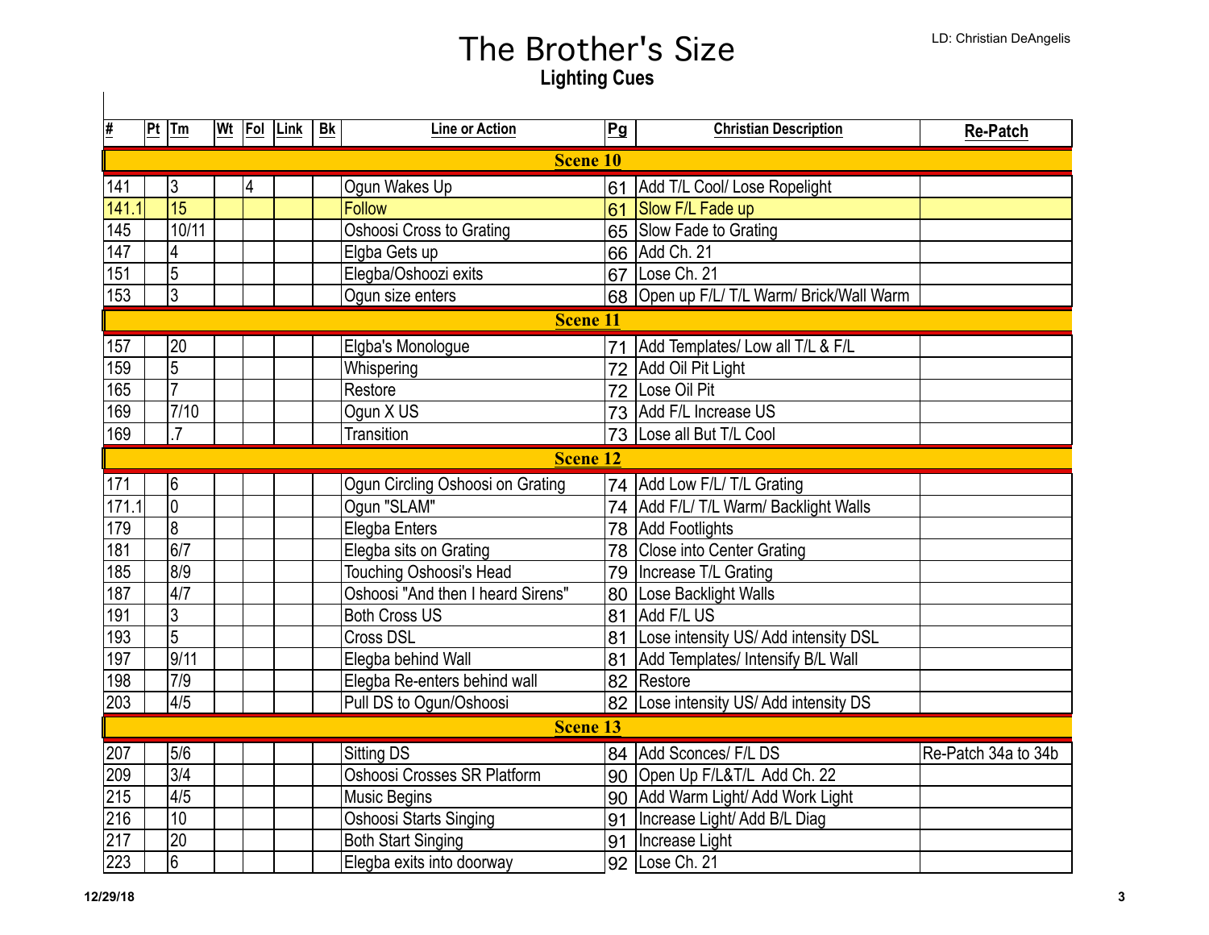# The Brother's Size

## Lighting Cues

LD: Christian DeAngelis

| # | Pt | Tm | Wt | Fol | Link | Bk | Line or Action | Pg | Christian Description | Re-Patch |
|---|---|---|---|---|---|---|---|---|---|---|
| **Scene 10** | | | | | | | | | | |
| 141 | | 3 | | 4 | | | Ogun Wakes Up | 61 | Add T/L Cool/ Lose Ropelight | |
| 141.1 | | 15 | | | | | Follow | 61 | Slow F/L Fade up | |
| 145 | | 10/11 | | | | | Oshoosi Cross to Grating | 65 | Slow Fade to Grating | |
| 147 | | 4 | | | | | Elgba Gets up | 66 | Add Ch. 21 | |
| 151 | | 5 | | | | | Elegba/Oshoozi exits | 67 | Lose Ch. 21 | |
| 153 | | 3 | | | | | Ogun size enters | 68 | Open up F/L/ T/L Warm/ Brick/Wall Warm | |
| **Scene 11** | | | | | | | | | | |
| 157 | | 20 | | | | | Elgba's Monologue | 71 | Add Templates/ Low all T/L & F/L | |
| 159 | | 5 | | | | | Whispering | 72 | Add Oil Pit Light | |
| 165 | | 7 | | | | | Restore | 72 | Lose Oil Pit | |
| 169 | | 7/10 | | | | | Ogun X US | 73 | Add F/L Increase US | |
| 169 | | .7 | | | | | Transition | 73 | Lose all But T/L Cool | |
| **Scene 12** | | | | | | | | | | |
| 171 | | 6 | | | | | Ogun Circling Oshoosi on Grating | 74 | Add Low F/L/ T/L Grating | |
| 171.1 | | 0 | | | | | Ogun "SLAM" | 74 | Add F/L/ T/L Warm/ Backlight Walls | |
| 179 | | 8 | | | | | Elegba Enters | 78 | Add Footlights | |
| 181 | | 6/7 | | | | | Elegba sits on Grating | 78 | Close into Center Grating | |
| 185 | | 8/9 | | | | | Touching Oshoosi's Head | 79 | Increase T/L Grating | |
| 187 | | 4/7 | | | | | Oshoosi "And then I heard Sirens" | 80 | Lose Backlight Walls | |
| 191 | | 3 | | | | | Both Cross US | 81 | Add F/L US | |
| 193 | | 5 | | | | | Cross DSL | 81 | Lose intensity US/ Add intensity DSL | |
| 197 | | 9/11 | | | | | Elegba behind Wall | 81 | Add Templates/ Intensify B/L Wall | |
| 198 | | 7/9 | | | | | Elegba Re-enters behind wall | 82 | Restore | |
| 203 | | 4/5 | | | | | Pull DS to Ogun/Oshoosi | 82 | Lose intensity US/ Add intensity DS | |
| **Scene 13** | | | | | | | | | | |
| 207 | | 5/6 | | | | | Sitting DS | 84 | Add Sconces/ F/L DS | Re-Patch 34a to 34b |
| 209 | | 3/4 | | | | | Oshoosi Crosses SR Platform | 90 | Open Up F/L&T/L Add Ch. 22 | |
| 215 | | 4/5 | | | | | Music Begins | 90 | Add Warm Light/ Add Work Light | |
| 216 | | 10 | | | | | Oshoosi Starts Singing | 91 | Increase Light/ Add B/L Diag | |
| 217 | | 20 | | | | | Both Start Singing | 91 | Increase Light | |
| 223 | | 6 | | | | | Elegba exits into doorway | 92 | Lose Ch. 21 | |

12/29/18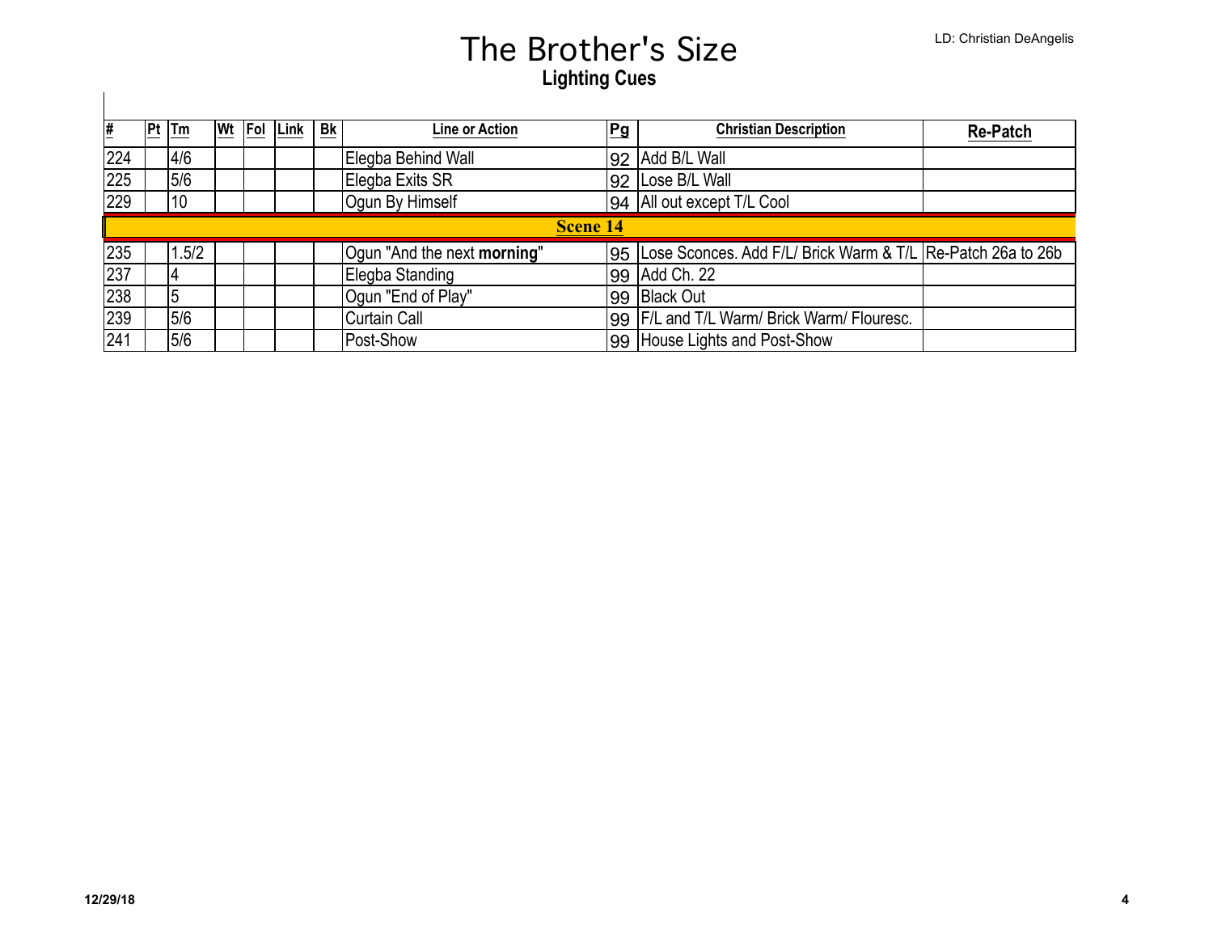# The Brother's Size

**Lighting Cues**

LD: Christian DeAngelis

| # | Pt | Tm | Wt | Fol | Link | Bk | Line or Action | Pg | Christian Description | Re-Patch |
|---|---|---|---|---|---|---|---|---|---|---|
| 224 | | 4/6 | | | | | Elegba Behind Wall | 92 | Add B/L Wall | |
| 225 | | 5/6 | | | | | Elegba Exits SR | 92 | Lose B/L Wall | |
| 229 | | 10 | | | | | Ogun By Himself | 94 | All out except T/L Cool | |
| **Scene 14** | | | | | | | | | | |
| 235 | | 1.5/2 | | | | | Ogun "And the next **morning**" | 95 | Lose Sconces. Add F/L/ Brick Warm & T/L | Re-Patch 26a to 26b |
| 237 | | 4 | | | | | Elegba Standing | 99 | Add Ch. 22 | |
| 238 | | 5 | | | | | Ogun "End of Play" | 99 | Black Out | |
| 239 | | 5/6 | | | | | Curtain Call | 99 | F/L and T/L Warm/ Brick Warm/ Flouresc. | |
| 241 | | 5/6 | | | | | Post-Show | 99 | House Lights and Post-Show | |

12/29/18